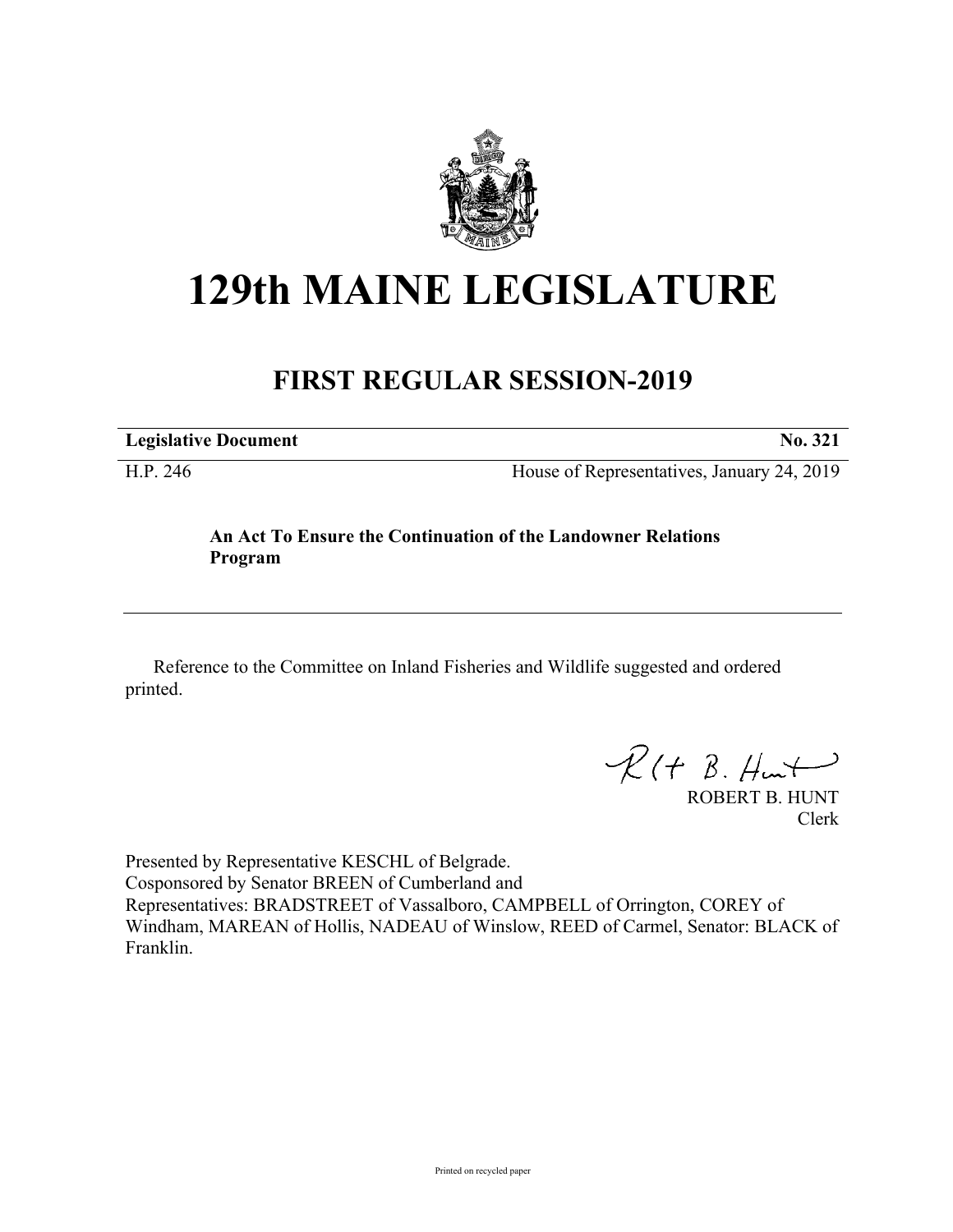# 129th MAINE LEGISLATURE

## FIRST REGULAR SESSION-2019

**Legislative Document** **No. 321**

H.P. 246 House of Representatives, January 24, 2019

**An Act To Ensure the Continuation of the Landowner Relations Program**

Reference to the Committee on Inland Fisheries and Wildlife suggested and ordered printed.

ROBERT B. HUNT
Clerk

Presented by Representative KESCHL of Belgrade.
Cosponsored by Senator BREEN of Cumberland and
Representatives: BRADSTREET of Vassalboro, CAMPBELL of Orrington, COREY of Windham, MAREAN of Hollis, NADEAU of Winslow, REED of Carmel, Senator: BLACK of Franklin.

Printed on recycled paper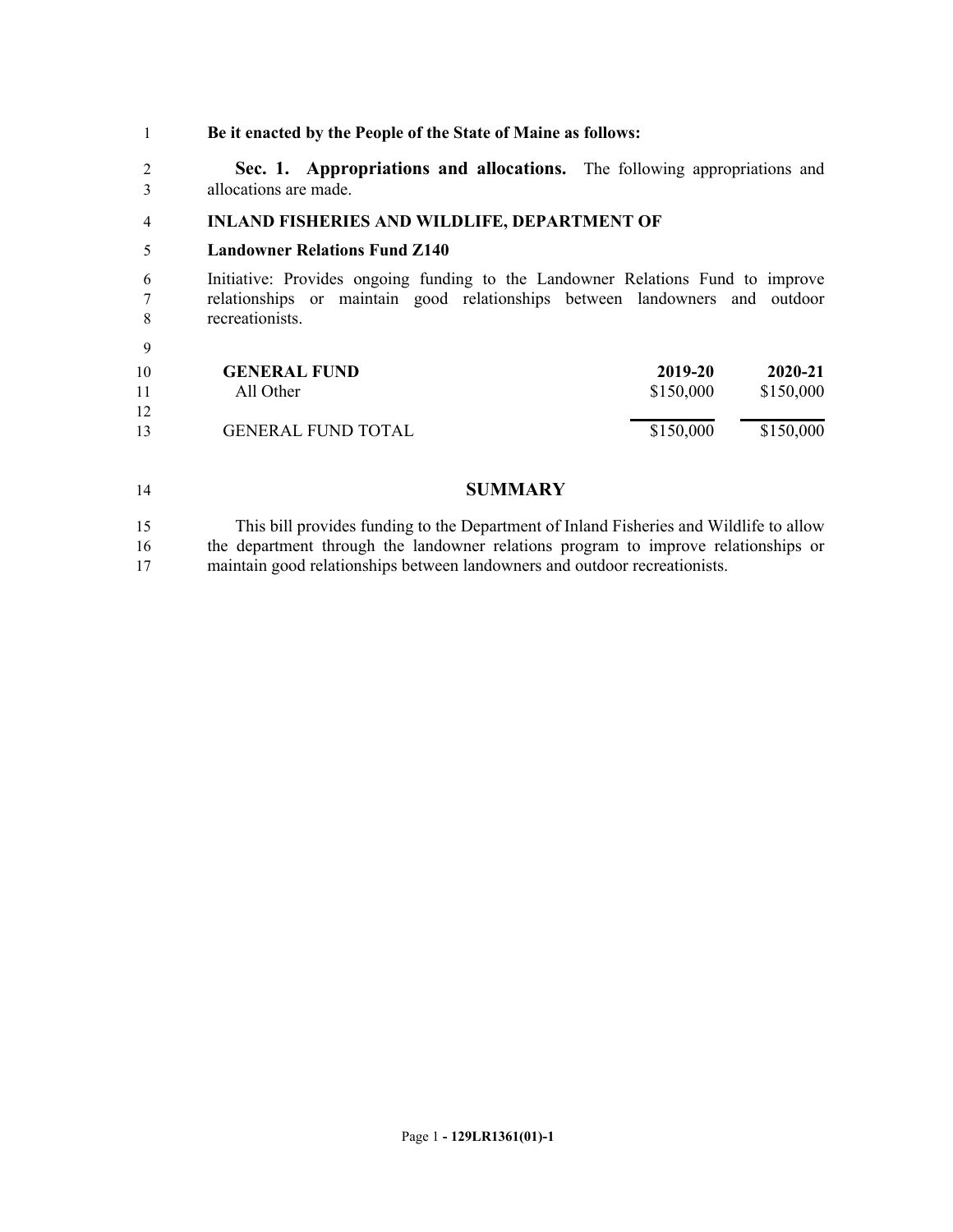**Be it enacted by the People of the State of Maine as follows:**

**Sec. 1. Appropriations and allocations.** The following appropriations and allocations are made.

**INLAND FISHERIES AND WILDLIFE, DEPARTMENT OF**

**Landowner Relations Fund Z140**

Initiative: Provides ongoing funding to the Landowner Relations Fund to improve relationships or maintain good relationships between landowners and outdoor recreationists.

| | | |
|---|---|---|
| **GENERAL FUND** | **2019-20** | **2020-21** |
| All Other | $150,000 | $150,000 |
| GENERAL FUND TOTAL | $150,000 | $150,000 |

## SUMMARY

This bill provides funding to the Department of Inland Fisheries and Wildlife to allow the department through the landowner relations program to improve relationships or maintain good relationships between landowners and outdoor recreationists.